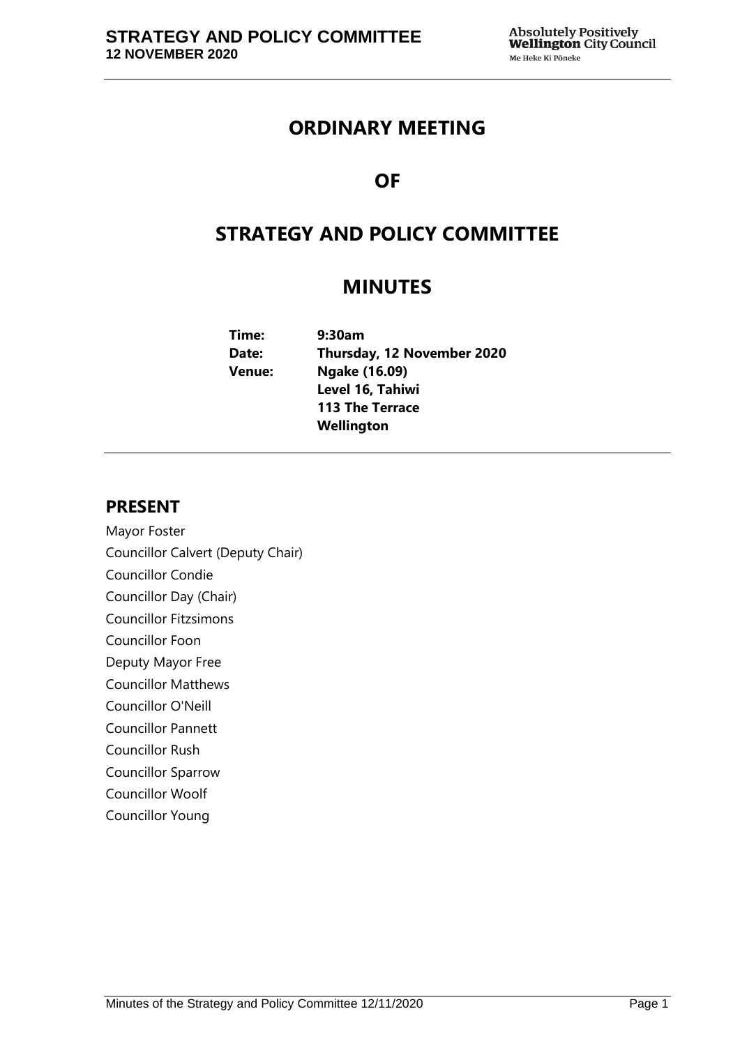# ORDINARY MEETING

# OF

# STRATEGY AND POLICY COMMITTEE

# MINUTES

**Time:** 9:30am
**Date:** Thursday, 12 November 2020
**Venue:** Ngake (16.09)
Level 16, Tahiwi
113 The Terrace
Wellington

## PRESENT

Mayor Foster
Councillor Calvert (Deputy Chair)
Councillor Condie
Councillor Day (Chair)
Councillor Fitzsimons
Councillor Foon
Deputy Mayor Free
Councillor Matthews
Councillor O'Neill
Councillor Pannett
Councillor Rush
Councillor Sparrow
Councillor Woolf
Councillor Young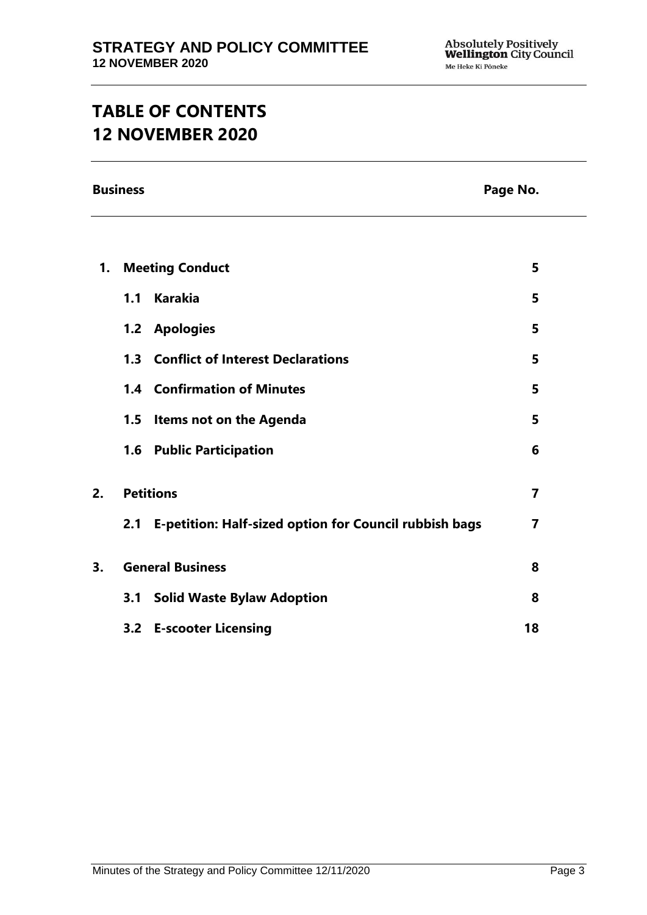# TABLE OF CONTENTS
# 12 NOVEMBER 2020

| Business | | Page No. |
|---|---|---|
| **1.** | **Meeting Conduct** | **5** |
| | **1.1 Karakia** | **5** |
| | **1.2 Apologies** | **5** |
| | **1.3 Conflict of Interest Declarations** | **5** |
| | **1.4 Confirmation of Minutes** | **5** |
| | **1.5 Items not on the Agenda** | **5** |
| | **1.6 Public Participation** | **6** |
| **2.** | **Petitions** | **7** |
| | **2.1 E-petition: Half-sized option for Council rubbish bags** | **7** |
| **3.** | **General Business** | **8** |
| | **3.1 Solid Waste Bylaw Adoption** | **8** |
| | **3.2 E-scooter Licensing** | **18** |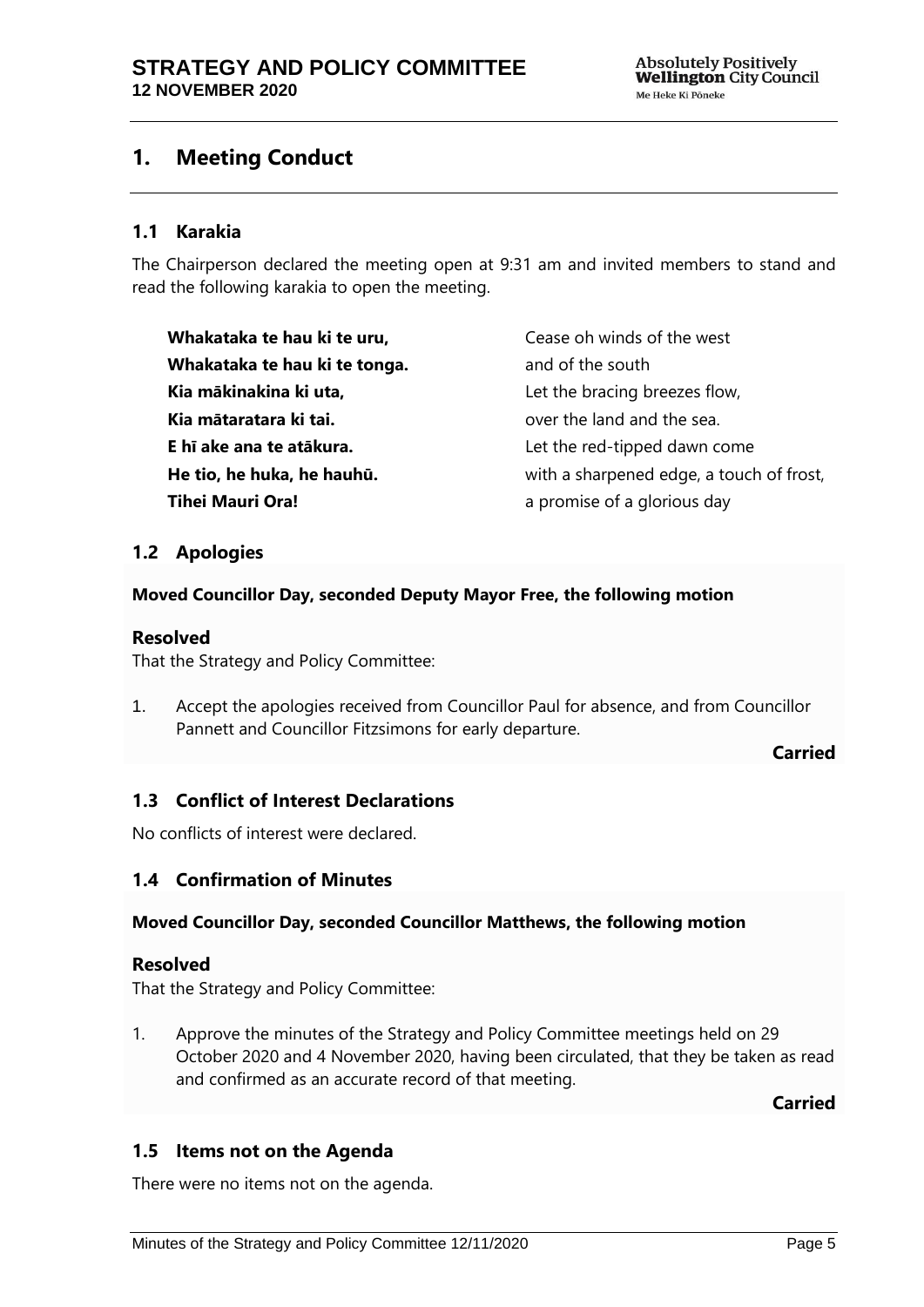# 1. Meeting Conduct

## 1.1 Karakia

The Chairperson declared the meeting open at 9:31 am and invited members to stand and read the following karakia to open the meeting.

| | |
|---|---|
| **Whakataka te hau ki te uru,** | Cease oh winds of the west |
| **Whakataka te hau ki te tonga.** | and of the south |
| **Kia mākinakina ki uta,** | Let the bracing breezes flow, |
| **Kia mātaratara ki tai.** | over the land and the sea. |
| **E hī ake ana te atākura.** | Let the red-tipped dawn come |
| **He tio, he huka, he hauhū.** | with a sharpened edge, a touch of frost, |
| **Tihei Mauri Ora!** | a promise of a glorious day |

## 1.2 Apologies

**Moved Councillor Day, seconded Deputy Mayor Free, the following motion**

### Resolved

That the Strategy and Policy Committee:

1. Accept the apologies received from Councillor Paul for absence, and from Councillor Pannett and Councillor Fitzsimons for early departure.

**Carried**

## 1.3 Conflict of Interest Declarations

No conflicts of interest were declared.

## 1.4 Confirmation of Minutes

**Moved Councillor Day, seconded Councillor Matthews, the following motion**

### Resolved

That the Strategy and Policy Committee:

1. Approve the minutes of the Strategy and Policy Committee meetings held on 29 October 2020 and 4 November 2020, having been circulated, that they be taken as read and confirmed as an accurate record of that meeting.

**Carried**

## 1.5 Items not on the Agenda

There were no items not on the agenda.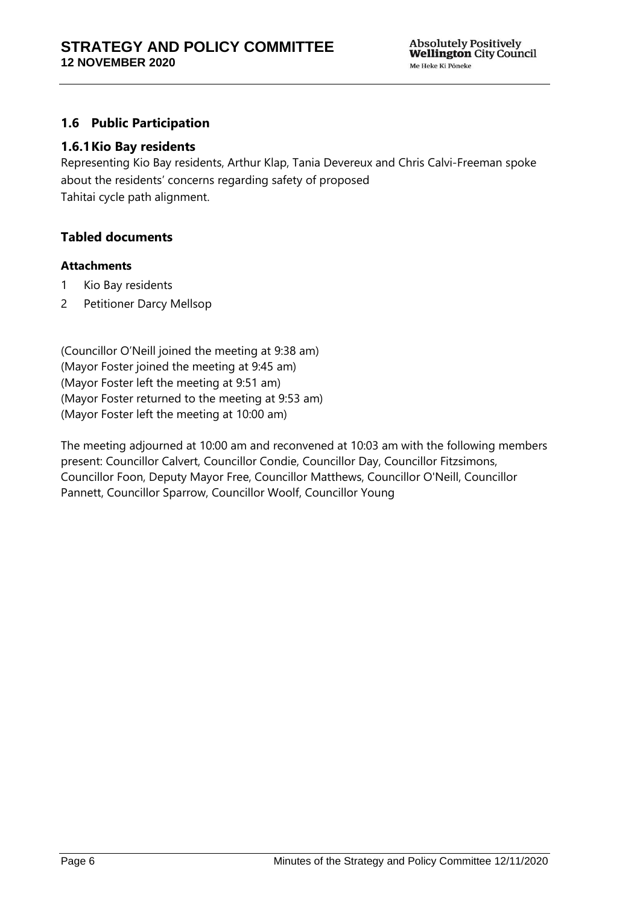## 1.6 Public Participation

### 1.6.1 Kio Bay residents

Representing Kio Bay residents, Arthur Klap, Tania Devereux and Chris Calvi-Freeman spoke about the residents' concerns regarding safety of proposed Tahitai cycle path alignment.

## Tabled documents

### Attachments

1 Kio Bay residents
2 Petitioner Darcy Mellsop

(Councillor O'Neill joined the meeting at 9:38 am)
(Mayor Foster joined the meeting at 9:45 am)
(Mayor Foster left the meeting at 9:51 am)
(Mayor Foster returned to the meeting at 9:53 am)
(Mayor Foster left the meeting at 10:00 am)

The meeting adjourned at 10:00 am and reconvened at 10:03 am with the following members present: Councillor Calvert, Councillor Condie, Councillor Day, Councillor Fitzsimons, Councillor Foon, Deputy Mayor Free, Councillor Matthews, Councillor O'Neill, Councillor Pannett, Councillor Sparrow, Councillor Woolf, Councillor Young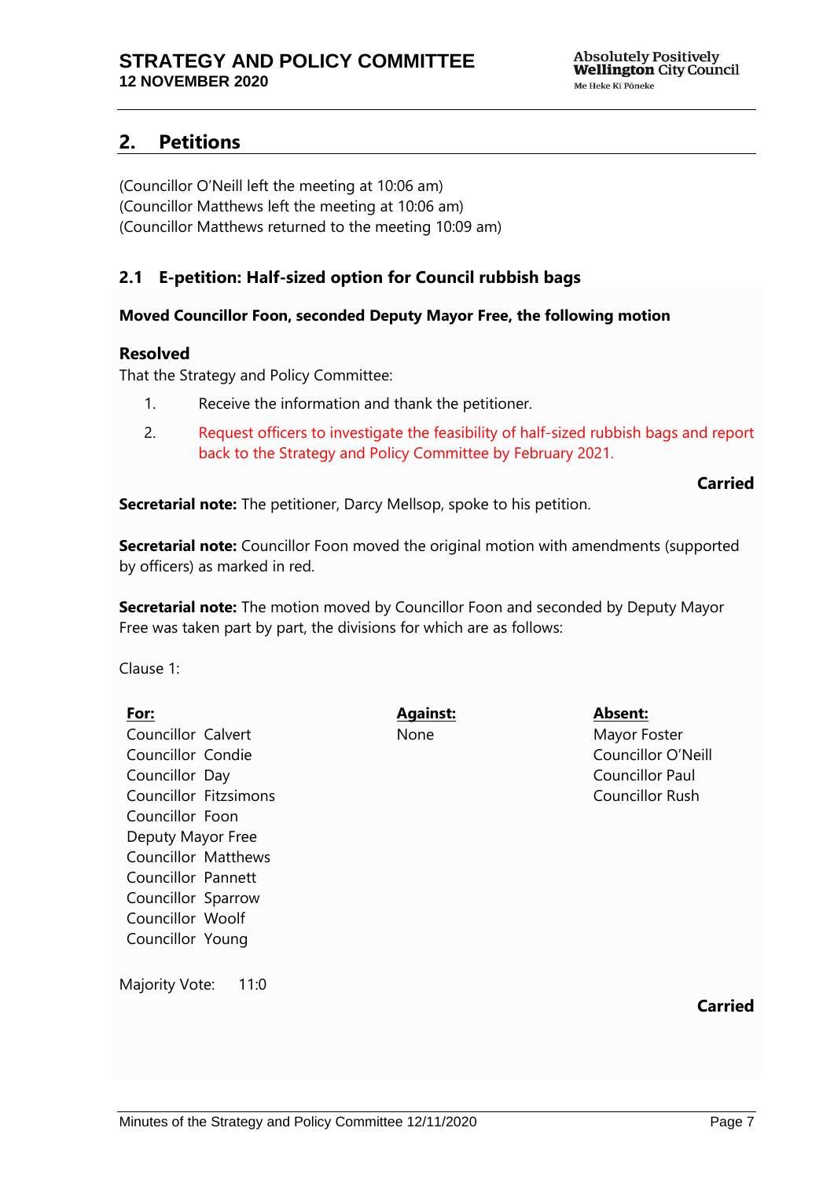## 2. Petitions

(Councillor O'Neill left the meeting at 10:06 am)
(Councillor Matthews left the meeting at 10:06 am)
(Councillor Matthews returned to the meeting 10:09 am)

### 2.1 E-petition: Half-sized option for Council rubbish bags

**Moved Councillor Foon, seconded Deputy Mayor Free, the following motion**

**Resolved**

That the Strategy and Policy Committee:

1. Receive the information and thank the petitioner.
2. Request officers to investigate the feasibility of half-sized rubbish bags and report back to the Strategy and Policy Committee by February 2021.

**Carried**

**Secretarial note:** The petitioner, Darcy Mellsop, spoke to his petition.

**Secretarial note:** Councillor Foon moved the original motion with amendments (supported by officers) as marked in red.

**Secretarial note:** The motion moved by Councillor Foon and seconded by Deputy Mayor Free was taken part by part, the divisions for which are as follows:

Clause 1:

| For: | Against: | Absent: |
|---|---|---|
| Councillor Calvert | None | Mayor Foster |
| Councillor Condie | | Councillor O'Neill |
| Councillor Day | | Councillor Paul |
| Councillor Fitzsimons | | Councillor Rush |
| Councillor Foon | | |
| Deputy Mayor Free | | |
| Councillor Matthews | | |
| Councillor Pannett | | |
| Councillor Sparrow | | |
| Councillor Woolf | | |
| Councillor Young | | |

Majority Vote: 11:0

**Carried**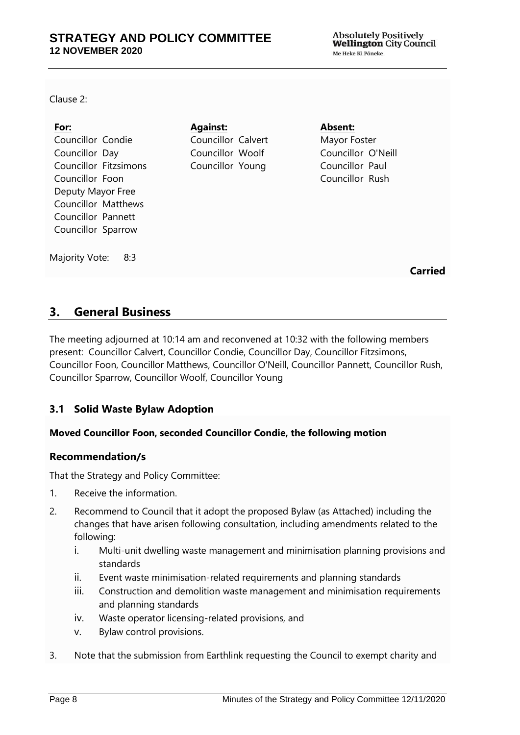Clause 2:

| For: | Against: | Absent: |
|---|---|---|
| Councillor Condie | Councillor Calvert | Mayor Foster |
| Councillor Day | Councillor Woolf | Councillor O'Neill |
| Councillor Fitzsimons | Councillor Young | Councillor Paul |
| Councillor Foon | | Councillor Rush |
| Deputy Mayor Free | | |
| Councillor Matthews | | |
| Councillor Pannett | | |
| Councillor Sparrow | | |

Majority Vote: 8:3

**Carried**

## 3. General Business

The meeting adjourned at 10:14 am and reconvened at 10:32 with the following members present: Councillor Calvert, Councillor Condie, Councillor Day, Councillor Fitzsimons, Councillor Foon, Councillor Matthews, Councillor O'Neill, Councillor Pannett, Councillor Rush, Councillor Sparrow, Councillor Woolf, Councillor Young

### 3.1 Solid Waste Bylaw Adoption

**Moved Councillor Foon, seconded Councillor Condie, the following motion**

#### Recommendation/s

That the Strategy and Policy Committee:

1. Receive the information.
2. Recommend to Council that it adopt the proposed Bylaw (as Attached) including the changes that have arisen following consultation, including amendments related to the following:
   i. Multi-unit dwelling waste management and minimisation planning provisions and standards
   ii. Event waste minimisation-related requirements and planning standards
   iii. Construction and demolition waste management and minimisation requirements and planning standards
   iv. Waste operator licensing-related provisions, and
   v. Bylaw control provisions.
3. Note that the submission from Earthlink requesting the Council to exempt charity and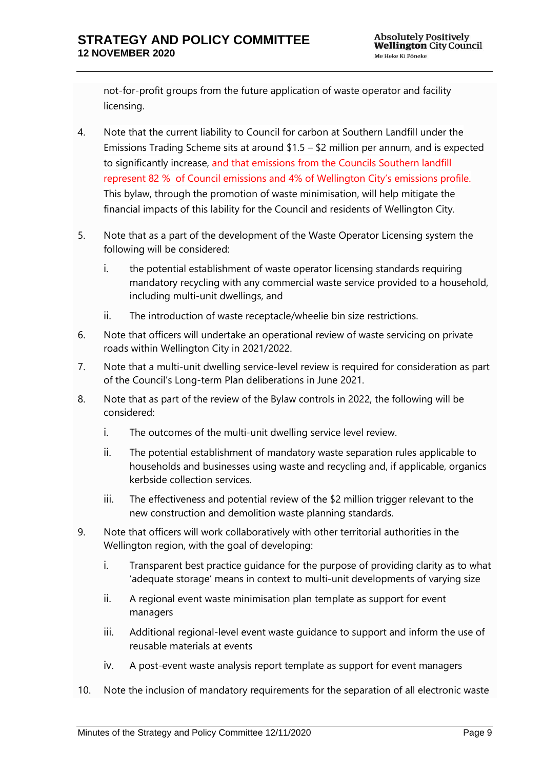not-for-profit groups from the future application of waste operator and facility licensing.

4. Note that the current liability to Council for carbon at Southern Landfill under the Emissions Trading Scheme sits at around $1.5 – $2 million per annum, and is expected to significantly increase, and that emissions from the Councils Southern landfill represent 82 %  of Council emissions and 4% of Wellington City's emissions profile. This bylaw, through the promotion of waste minimisation, will help mitigate the financial impacts of this lability for the Council and residents of Wellington City.

5. Note that as a part of the development of the Waste Operator Licensing system the following will be considered:

   i. the potential establishment of waste operator licensing standards requiring mandatory recycling with any commercial waste service provided to a household, including multi-unit dwellings, and

   ii. The introduction of waste receptacle/wheelie bin size restrictions.

6. Note that officers will undertake an operational review of waste servicing on private roads within Wellington City in 2021/2022.

7. Note that a multi-unit dwelling service-level review is required for consideration as part of the Council's Long-term Plan deliberations in June 2021.

8. Note that as part of the review of the Bylaw controls in 2022, the following will be considered:

   i. The outcomes of the multi-unit dwelling service level review.

   ii. The potential establishment of mandatory waste separation rules applicable to households and businesses using waste and recycling and, if applicable, organics kerbside collection services.

   iii. The effectiveness and potential review of the $2 million trigger relevant to the new construction and demolition waste planning standards.

9. Note that officers will work collaboratively with other territorial authorities in the Wellington region, with the goal of developing:

   i. Transparent best practice guidance for the purpose of providing clarity as to what 'adequate storage' means in context to multi-unit developments of varying size

   ii. A regional event waste minimisation plan template as support for event managers

   iii. Additional regional-level event waste guidance to support and inform the use of reusable materials at events

   iv. A post-event waste analysis report template as support for event managers

10. Note the inclusion of mandatory requirements for the separation of all electronic waste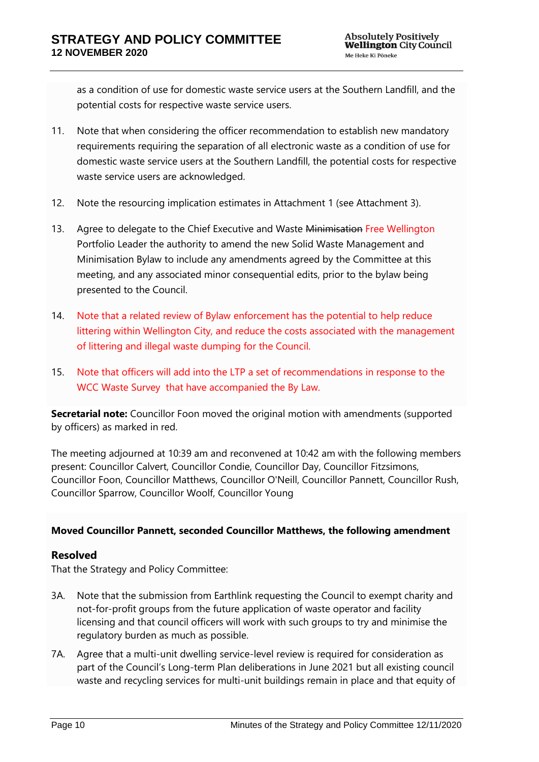as a condition of use for domestic waste service users at the Southern Landfill, and the potential costs for respective waste service users.

11. Note that when considering the officer recommendation to establish new mandatory requirements requiring the separation of all electronic waste as a condition of use for domestic waste service users at the Southern Landfill, the potential costs for respective waste service users are acknowledged.

12. Note the resourcing implication estimates in Attachment 1 (see Attachment 3).

13. Agree to delegate to the Chief Executive and Waste ~~Minimisation~~ Free Wellington Portfolio Leader the authority to amend the new Solid Waste Management and Minimisation Bylaw to include any amendments agreed by the Committee at this meeting, and any associated minor consequential edits, prior to the bylaw being presented to the Council.

14. Note that a related review of Bylaw enforcement has the potential to help reduce littering within Wellington City, and reduce the costs associated with the management of littering and illegal waste dumping for the Council.

15. Note that officers will add into the LTP a set of recommendations in response to the WCC Waste Survey that have accompanied the By Law.

**Secretarial note:** Councillor Foon moved the original motion with amendments (supported by officers) as marked in red.

The meeting adjourned at 10:39 am and reconvened at 10:42 am with the following members present: Councillor Calvert, Councillor Condie, Councillor Day, Councillor Fitzsimons, Councillor Foon, Councillor Matthews, Councillor O'Neill, Councillor Pannett, Councillor Rush, Councillor Sparrow, Councillor Woolf, Councillor Young

**Moved Councillor Pannett, seconded Councillor Matthews, the following amendment**

### Resolved

That the Strategy and Policy Committee:

3A. Note that the submission from Earthlink requesting the Council to exempt charity and not-for-profit groups from the future application of waste operator and facility licensing and that council officers will work with such groups to try and minimise the regulatory burden as much as possible.

7A. Agree that a multi-unit dwelling service-level review is required for consideration as part of the Council's Long-term Plan deliberations in June 2021 but all existing council waste and recycling services for multi-unit buildings remain in place and that equity of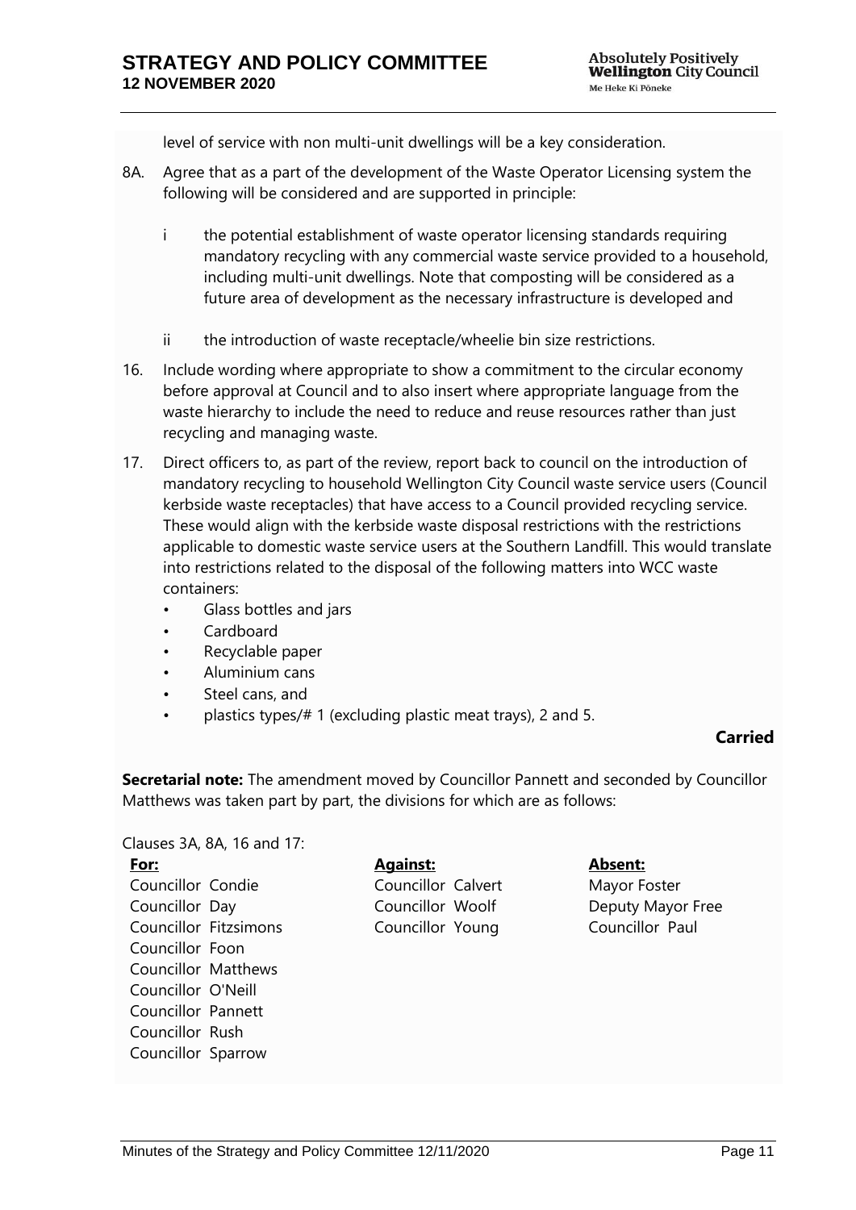level of service with non multi-unit dwellings will be a key consideration.

8A. Agree that as a part of the development of the Waste Operator Licensing system the following will be considered and are supported in principle:

   i the potential establishment of waste operator licensing standards requiring mandatory recycling with any commercial waste service provided to a household, including multi-unit dwellings. Note that composting will be considered as a future area of development as the necessary infrastructure is developed and

   ii the introduction of waste receptacle/wheelie bin size restrictions.

16. Include wording where appropriate to show a commitment to the circular economy before approval at Council and to also insert where appropriate language from the waste hierarchy to include the need to reduce and reuse resources rather than just recycling and managing waste.

17. Direct officers to, as part of the review, report back to council on the introduction of mandatory recycling to household Wellington City Council waste service users (Council kerbside waste receptacles) that have access to a Council provided recycling service. These would align with the kerbside waste disposal restrictions with the restrictions applicable to domestic waste service users at the Southern Landfill. This would translate into restrictions related to the disposal of the following matters into WCC waste containers:
   - Glass bottles and jars
   - Cardboard
   - Recyclable paper
   - Aluminium cans
   - Steel cans, and
   - plastics types/# 1 (excluding plastic meat trays), 2 and 5.

**Carried**

**Secretarial note:** The amendment moved by Councillor Pannett and seconded by Councillor Matthews was taken part by part, the divisions for which are as follows:

Clauses 3A, 8A, 16 and 17:

| **For:** | **Against:** | **Absent:** |
|---|---|---|
| Councillor Condie | Councillor Calvert | Mayor Foster |
| Councillor Day | Councillor Woolf | Deputy Mayor Free |
| Councillor Fitzsimons | Councillor Young | Councillor Paul |
| Councillor Foon | | |
| Councillor Matthews | | |
| Councillor O'Neill | | |
| Councillor Pannett | | |
| Councillor Rush | | |
| Councillor Sparrow | | |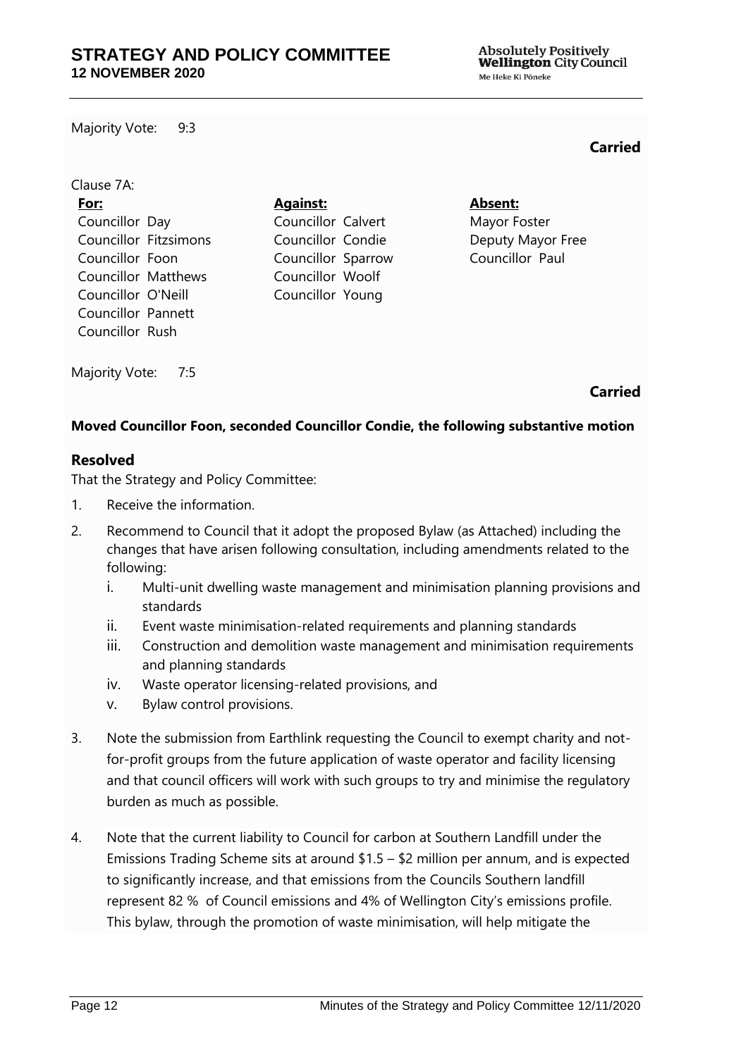Majority Vote: 9:3

**Carried**

Clause 7A:

| **For:** | **Against:** | **Absent:** |
|---|---|---|
| Councillor Day | Councillor Calvert | Mayor Foster |
| Councillor Fitzsimons | Councillor Condie | Deputy Mayor Free |
| Councillor Foon | Councillor Sparrow | Councillor Paul |
| Councillor Matthews | Councillor Woolf | |
| Councillor O'Neill | Councillor Young | |
| Councillor Pannett | | |
| Councillor Rush | | |

Majority Vote: 7:5

**Carried**

**Moved Councillor Foon, seconded Councillor Condie, the following substantive motion**

### Resolved

That the Strategy and Policy Committee:

1. Receive the information.
2. Recommend to Council that it adopt the proposed Bylaw (as Attached) including the changes that have arisen following consultation, including amendments related to the following:
   i. Multi-unit dwelling waste management and minimisation planning provisions and standards
   ii. Event waste minimisation-related requirements and planning standards
   iii. Construction and demolition waste management and minimisation requirements and planning standards
   iv. Waste operator licensing-related provisions, and
   v. Bylaw control provisions.
3. Note the submission from Earthlink requesting the Council to exempt charity and not-for-profit groups from the future application of waste operator and facility licensing and that council officers will work with such groups to try and minimise the regulatory burden as much as possible.
4. Note that the current liability to Council for carbon at Southern Landfill under the Emissions Trading Scheme sits at around $1.5 – $2 million per annum, and is expected to significantly increase, and that emissions from the Councils Southern landfill represent 82 % of Council emissions and 4% of Wellington City's emissions profile. This bylaw, through the promotion of waste minimisation, will help mitigate the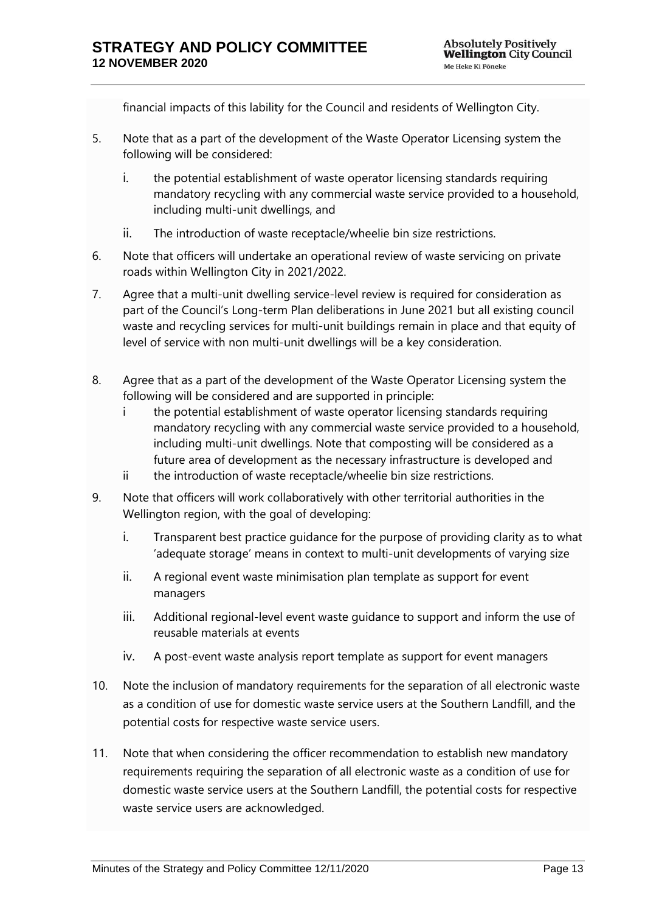financial impacts of this lability for the Council and residents of Wellington City.

5. Note that as a part of the development of the Waste Operator Licensing system the following will be considered:

   i. the potential establishment of waste operator licensing standards requiring mandatory recycling with any commercial waste service provided to a household, including multi-unit dwellings, and

   ii. The introduction of waste receptacle/wheelie bin size restrictions.

6. Note that officers will undertake an operational review of waste servicing on private roads within Wellington City in 2021/2022.

7. Agree that a multi-unit dwelling service-level review is required for consideration as part of the Council's Long-term Plan deliberations in June 2021 but all existing council waste and recycling services for multi-unit buildings remain in place and that equity of level of service with non multi-unit dwellings will be a key consideration.

8. Agree that as a part of the development of the Waste Operator Licensing system the following will be considered and are supported in principle:
   i the potential establishment of waste operator licensing standards requiring mandatory recycling with any commercial waste service provided to a household, including multi-unit dwellings. Note that composting will be considered as a future area of development as the necessary infrastructure is developed and
   ii the introduction of waste receptacle/wheelie bin size restrictions.

9. Note that officers will work collaboratively with other territorial authorities in the Wellington region, with the goal of developing:

   i. Transparent best practice guidance for the purpose of providing clarity as to what 'adequate storage' means in context to multi-unit developments of varying size

   ii. A regional event waste minimisation plan template as support for event managers

   iii. Additional regional-level event waste guidance to support and inform the use of reusable materials at events

   iv. A post-event waste analysis report template as support for event managers

10. Note the inclusion of mandatory requirements for the separation of all electronic waste as a condition of use for domestic waste service users at the Southern Landfill, and the potential costs for respective waste service users.

11. Note that when considering the officer recommendation to establish new mandatory requirements requiring the separation of all electronic waste as a condition of use for domestic waste service users at the Southern Landfill, the potential costs for respective waste service users are acknowledged.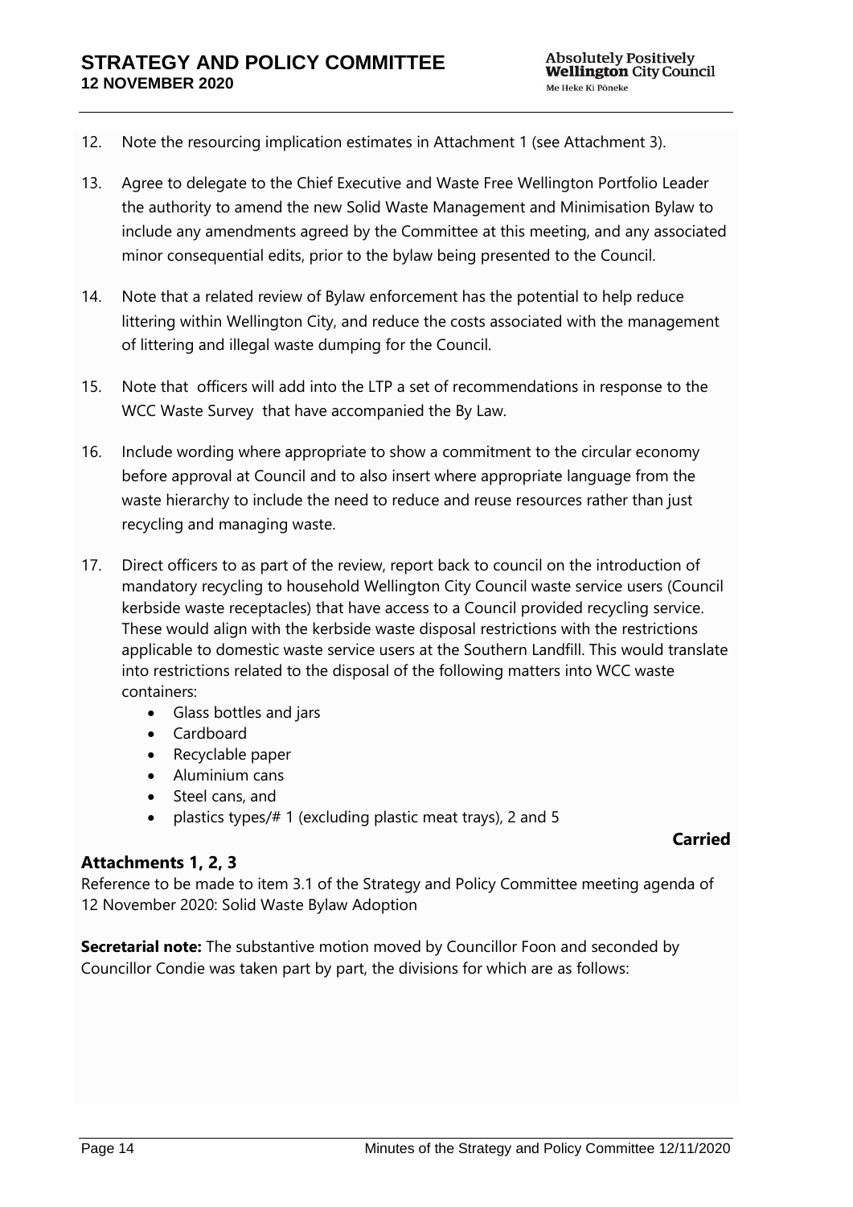12. Note the resourcing implication estimates in Attachment 1 (see Attachment 3).

13. Agree to delegate to the Chief Executive and Waste Free Wellington Portfolio Leader the authority to amend the new Solid Waste Management and Minimisation Bylaw to include any amendments agreed by the Committee at this meeting, and any associated minor consequential edits, prior to the bylaw being presented to the Council.

14. Note that a related review of Bylaw enforcement has the potential to help reduce littering within Wellington City, and reduce the costs associated with the management of littering and illegal waste dumping for the Council.

15. Note that officers will add into the LTP a set of recommendations in response to the WCC Waste Survey that have accompanied the By Law.

16. Include wording where appropriate to show a commitment to the circular economy before approval at Council and to also insert where appropriate language from the waste hierarchy to include the need to reduce and reuse resources rather than just recycling and managing waste.

17. Direct officers to as part of the review, report back to council on the introduction of mandatory recycling to household Wellington City Council waste service users (Council kerbside waste receptacles) that have access to a Council provided recycling service. These would align with the kerbside waste disposal restrictions with the restrictions applicable to domestic waste service users at the Southern Landfill. This would translate into restrictions related to the disposal of the following matters into WCC waste containers:
    - Glass bottles and jars
    - Cardboard
    - Recyclable paper
    - Aluminium cans
    - Steel cans, and
    - plastics types/# 1 (excluding plastic meat trays), 2 and 5

**Carried**

**Attachments 1, 2, 3**

Reference to be made to item 3.1 of the Strategy and Policy Committee meeting agenda of 12 November 2020: Solid Waste Bylaw Adoption

**Secretarial note:** The substantive motion moved by Councillor Foon and seconded by Councillor Condie was taken part by part, the divisions for which are as follows: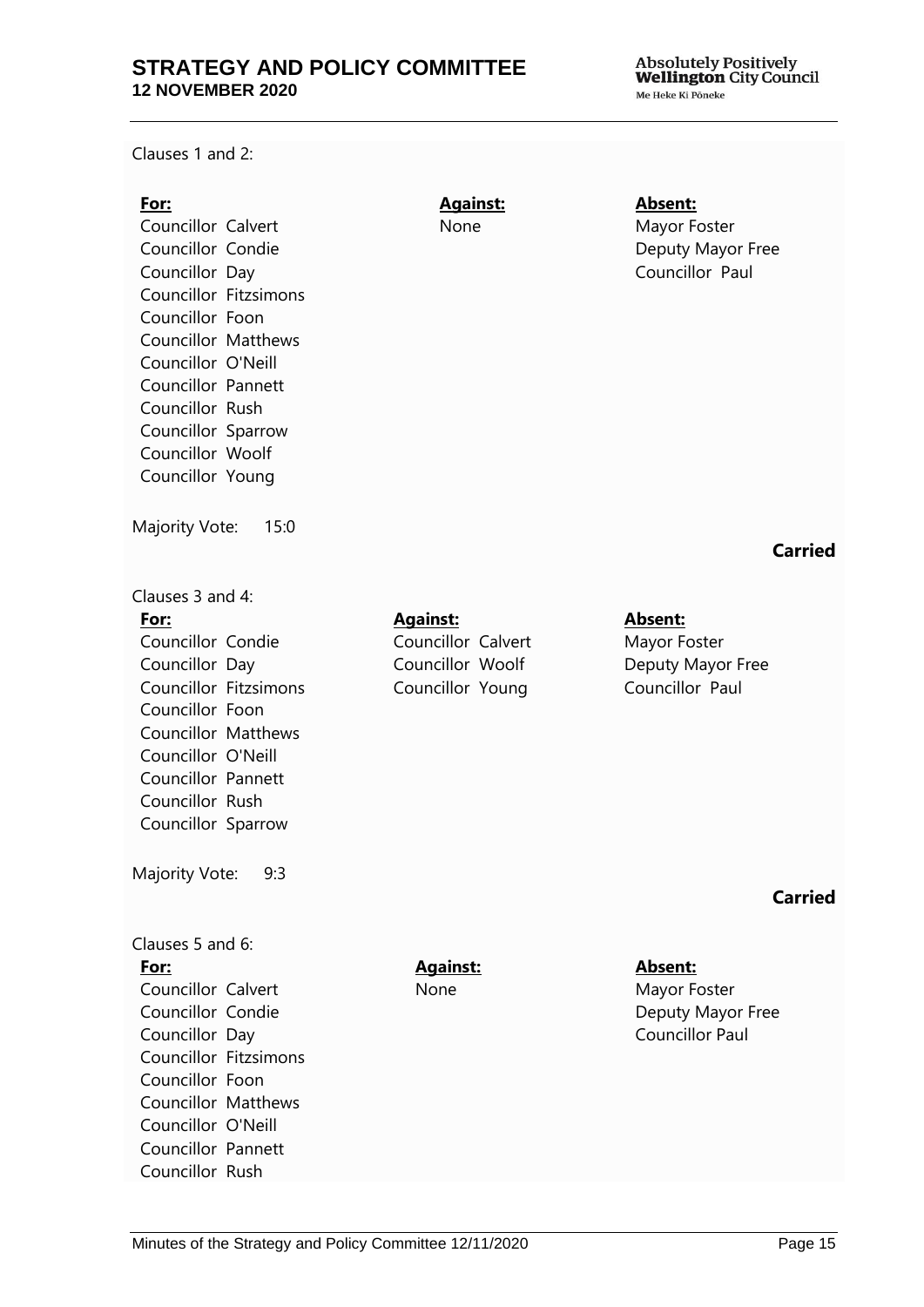Clauses 1 and 2:

| **For:** | **Against:** | **Absent:** |
| --- | --- | --- |
| Councillor Calvert | None | Mayor Foster |
| Councillor Condie | | Deputy Mayor Free |
| Councillor Day | | Councillor Paul |
| Councillor Fitzsimons | | |
| Councillor Foon | | |
| Councillor Matthews | | |
| Councillor O'Neill | | |
| Councillor Pannett | | |
| Councillor Rush | | |
| Councillor Sparrow | | |
| Councillor Woolf | | |
| Councillor Young | | |

Majority Vote: 15:0

**Carried**

Clauses 3 and 4:

| **For:** | **Against:** | **Absent:** |
| --- | --- | --- |
| Councillor Condie | Councillor Calvert | Mayor Foster |
| Councillor Day | Councillor Woolf | Deputy Mayor Free |
| Councillor Fitzsimons | Councillor Young | Councillor Paul |
| Councillor Foon | | |
| Councillor Matthews | | |
| Councillor O'Neill | | |
| Councillor Pannett | | |
| Councillor Rush | | |
| Councillor Sparrow | | |

Majority Vote: 9:3

**Carried**

Clauses 5 and 6:

| **For:** | **Against:** | **Absent:** |
| --- | --- | --- |
| Councillor Calvert | None | Mayor Foster |
| Councillor Condie | | Deputy Mayor Free |
| Councillor Day | | Councillor Paul |
| Councillor Fitzsimons | | |
| Councillor Foon | | |
| Councillor Matthews | | |
| Councillor O'Neill | | |
| Councillor Pannett | | |
| Councillor Rush | | |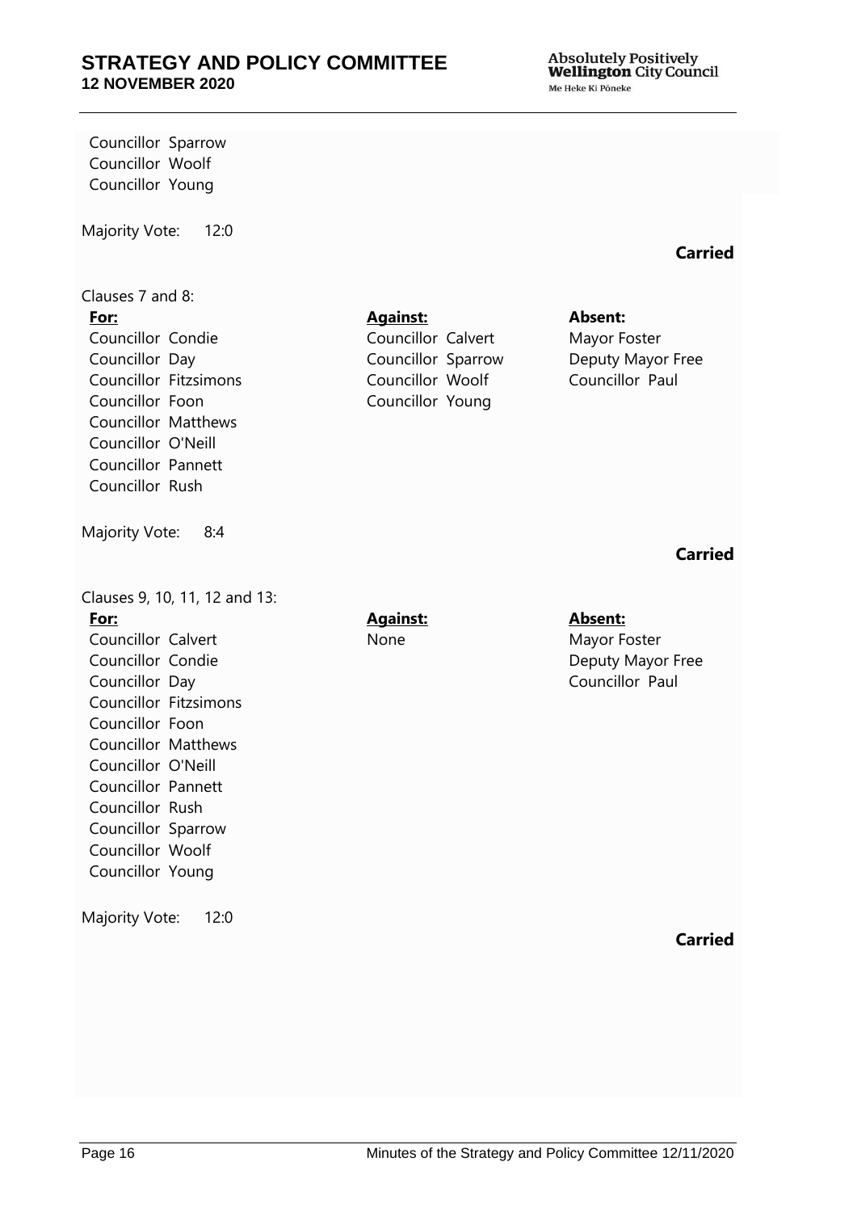Councillor Sparrow
Councillor Woolf
Councillor Young

Majority Vote: 12:0

**Carried**

Clauses 7 and 8:

| **For:** | **Against:** | **Absent:** |
|---|---|---|
| Councillor Condie | Councillor Calvert | Mayor Foster |
| Councillor Day | Councillor Sparrow | Deputy Mayor Free |
| Councillor Fitzsimons | Councillor Woolf | Councillor Paul |
| Councillor Foon | Councillor Young | |
| Councillor Matthews | | |
| Councillor O'Neill | | |
| Councillor Pannett | | |
| Councillor Rush | | |

Majority Vote: 8:4

**Carried**

Clauses 9, 10, 11, 12 and 13:

| **For:** | **Against:** | **Absent:** |
|---|---|---|
| Councillor Calvert | None | Mayor Foster |
| Councillor Condie | | Deputy Mayor Free |
| Councillor Day | | Councillor Paul |
| Councillor Fitzsimons | | |
| Councillor Foon | | |
| Councillor Matthews | | |
| Councillor O'Neill | | |
| Councillor Pannett | | |
| Councillor Rush | | |
| Councillor Sparrow | | |
| Councillor Woolf | | |
| Councillor Young | | |

Majority Vote: 12:0

**Carried**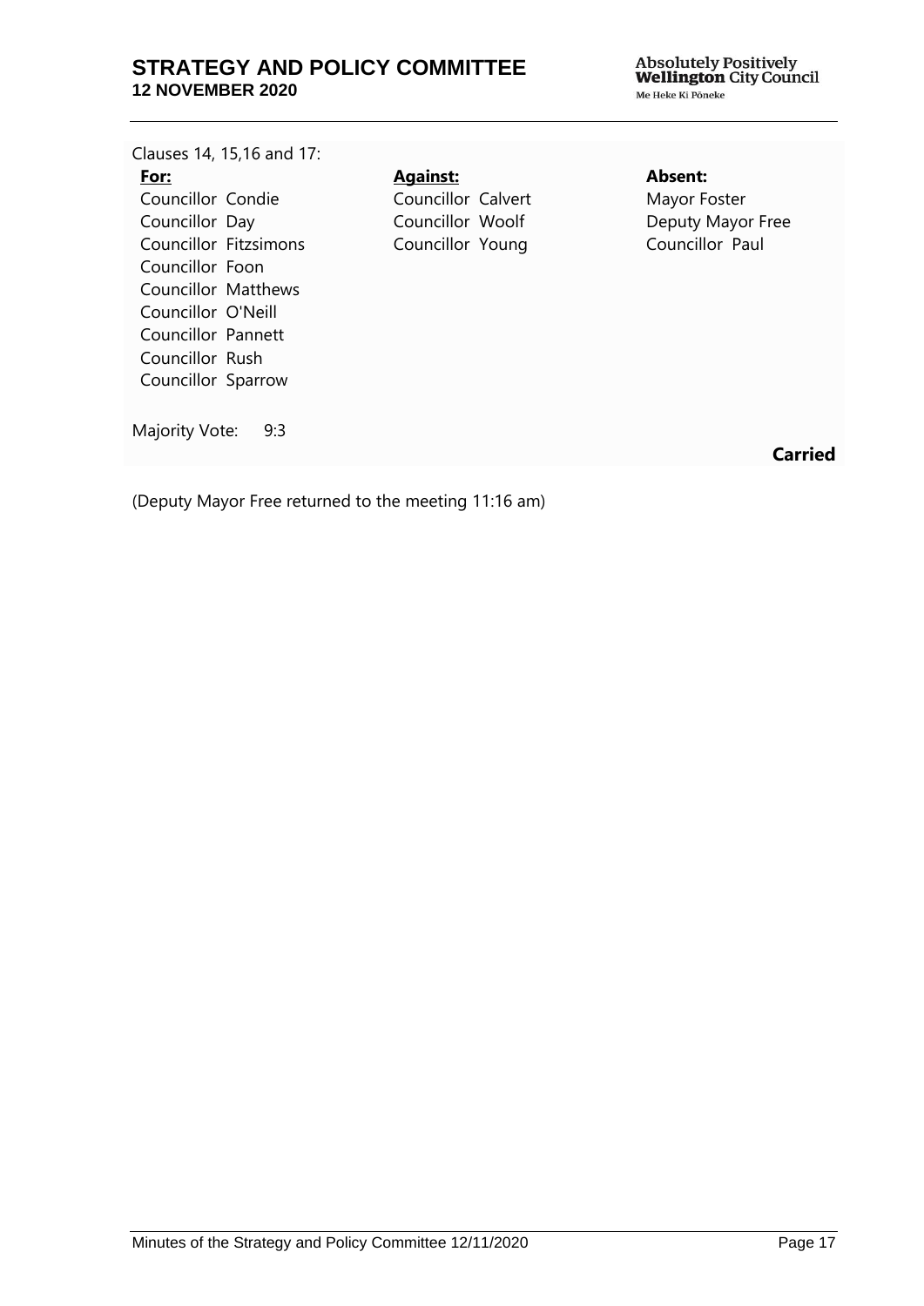Clauses 14, 15,16 and 17:

| **For:** | **Against:** | **Absent:** |
|---|---|---|
| Councillor Condie | Councillor Calvert | Mayor Foster |
| Councillor Day | Councillor Woolf | Deputy Mayor Free |
| Councillor Fitzsimons | Councillor Young | Councillor Paul |
| Councillor Foon | | |
| Councillor Matthews | | |
| Councillor O'Neill | | |
| Councillor Pannett | | |
| Councillor Rush | | |
| Councillor Sparrow | | |

Majority Vote: 9:3

**Carried**

(Deputy Mayor Free returned to the meeting 11:16 am)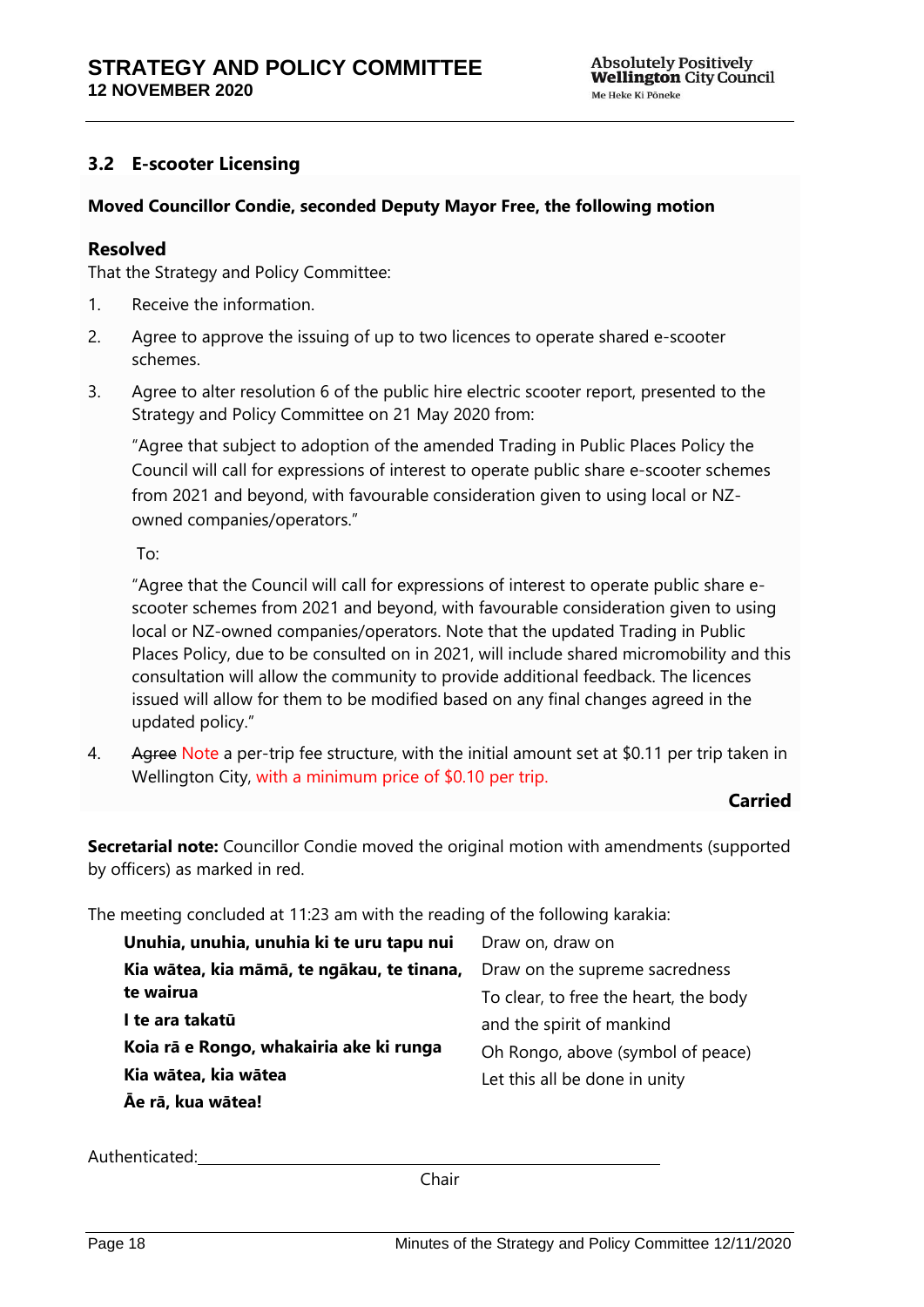### 3.2 E-scooter Licensing

**Moved Councillor Condie, seconded Deputy Mayor Free, the following motion**

**Resolved**

That the Strategy and Policy Committee:

1. Receive the information.

2. Agree to approve the issuing of up to two licences to operate shared e-scooter schemes.

3. Agree to alter resolution 6 of the public hire electric scooter report, presented to the Strategy and Policy Committee on 21 May 2020 from:

   "Agree that subject to adoption of the amended Trading in Public Places Policy the Council will call for expressions of interest to operate public share e-scooter schemes from 2021 and beyond, with favourable consideration given to using local or NZ-owned companies/operators."

   To:

   "Agree that the Council will call for expressions of interest to operate public share e-scooter schemes from 2021 and beyond, with favourable consideration given to using local or NZ-owned companies/operators. Note that the updated Trading in Public Places Policy, due to be consulted on in 2021, will include shared micromobility and this consultation will allow the community to provide additional feedback. The licences issued will allow for them to be modified based on any final changes agreed in the updated policy."

4. ~~Agree~~ Note a per-trip fee structure, with the initial amount set at $0.11 per trip taken in Wellington City, with a minimum price of $0.10 per trip.

**Carried**

**Secretarial note:** Councillor Condie moved the original motion with amendments (supported by officers) as marked in red.

The meeting concluded at 11:23 am with the reading of the following karakia:

| | |
|---|---|
| **Unuhia, unuhia, unuhia ki te uru tapu nui** | Draw on, draw on |
| **Kia wātea, kia māmā, te ngākau, te tinana, te wairua** | Draw on the supreme sacredness |
| **I te ara takatū** | To clear, to free the heart, the body |
| **Koia rā e Rongo, whakairia ake ki runga** | and the spirit of mankind |
| **Kia wātea, kia wātea** | Oh Rongo, above (symbol of peace) |
| **Āe rā, kua wātea!** | Let this all be done in unity |

Authenticated: ______________________________

Chair